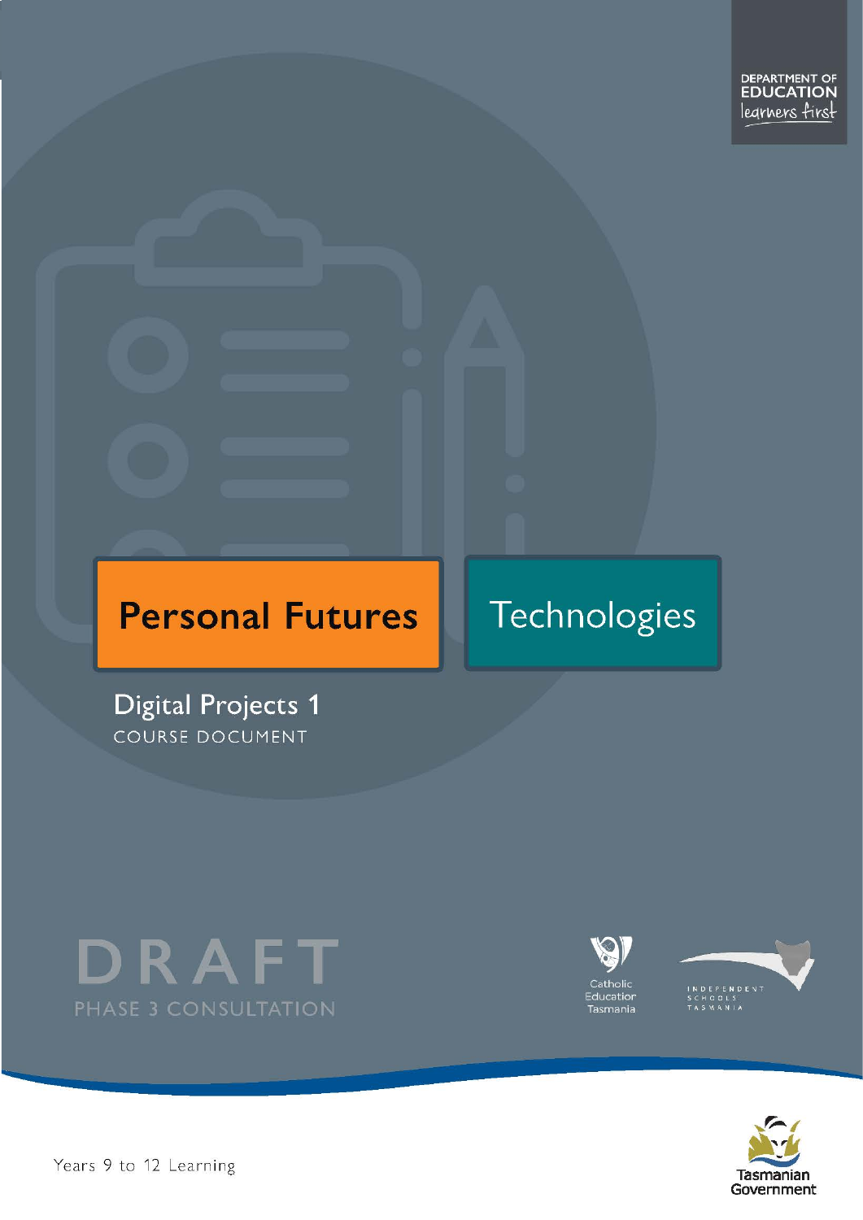DEPARTMENT OF EDUCATION
learners first

# Personal Futures

# Technologies

## Digital Projects 1

COURSE DOCUMENT

DRAFT

PHASE 3 CONSULTATION

Catholic Education Tasmania

INDEPENDENT SCHOOLS TASMANIA

Years 9 to 12 Learning

Tasmanian Government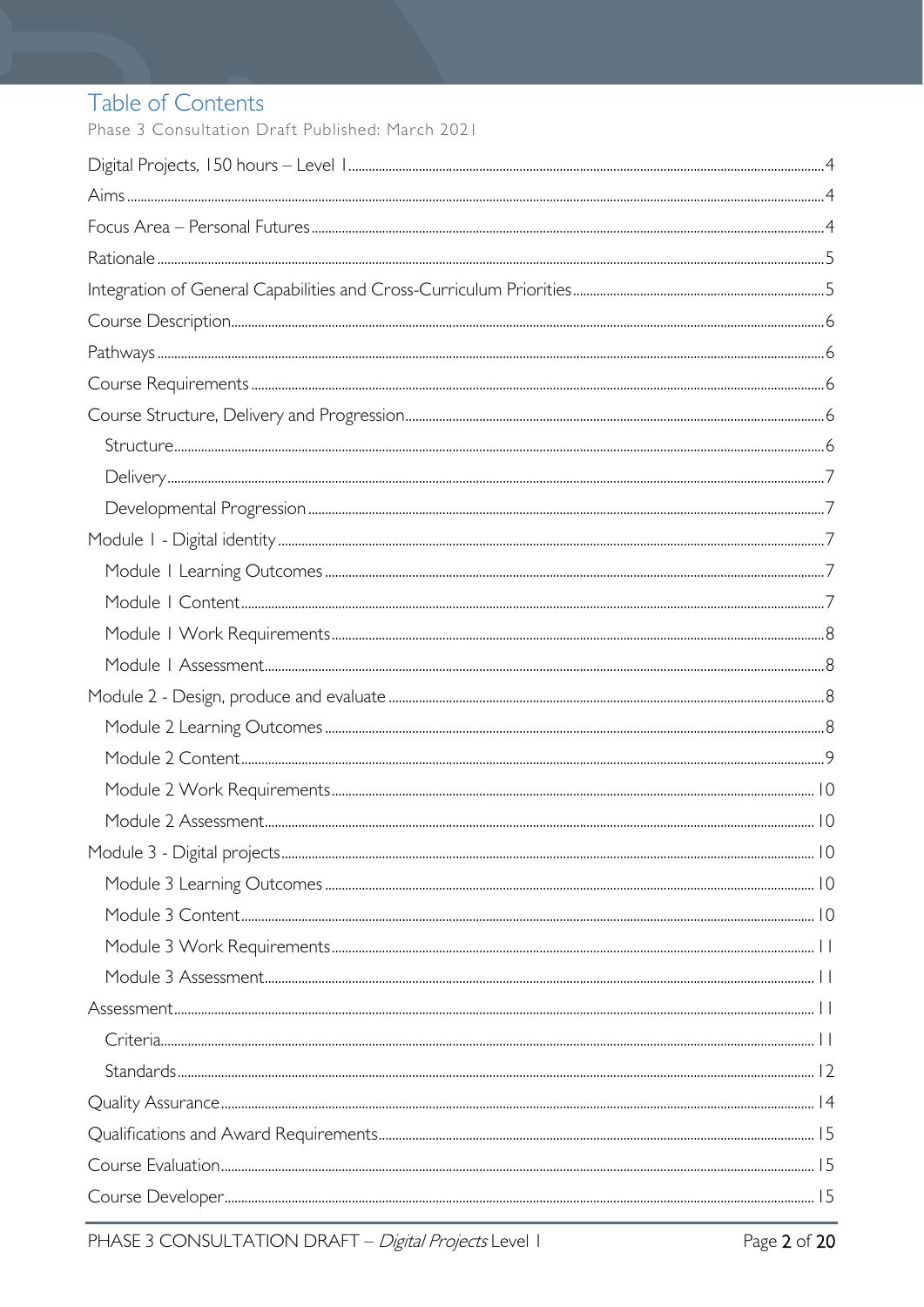# Table of Contents

Phase 3 Consultation Draft Published: March 2021

Digital Projects, 150 hours – Level 1 .......... 4

Aims .......... 4

Focus Area – Personal Futures .......... 4

Rationale .......... 5

Integration of General Capabilities and Cross-Curriculum Priorities .......... 5

Course Description .......... 6

Pathways .......... 6

Course Requirements .......... 6

Course Structure, Delivery and Progression .......... 6

- Structure .......... 6
- Delivery .......... 7
- Developmental Progression .......... 7

Module 1 - Digital identity .......... 7

- Module 1 Learning Outcomes .......... 7
- Module 1 Content .......... 7
- Module 1 Work Requirements .......... 8
- Module 1 Assessment .......... 8

Module 2 - Design, produce and evaluate .......... 8

- Module 2 Learning Outcomes .......... 8
- Module 2 Content .......... 9
- Module 2 Work Requirements .......... 10
- Module 2 Assessment .......... 10

Module 3 - Digital projects .......... 10

- Module 3 Learning Outcomes .......... 10
- Module 3 Content .......... 10
- Module 3 Work Requirements .......... 11
- Module 3 Assessment .......... 11

Assessment .......... 11

- Criteria .......... 11
- Standards .......... 12

Quality Assurance .......... 14

Qualifications and Award Requirements .......... 15

Course Evaluation .......... 15

Course Developer .......... 15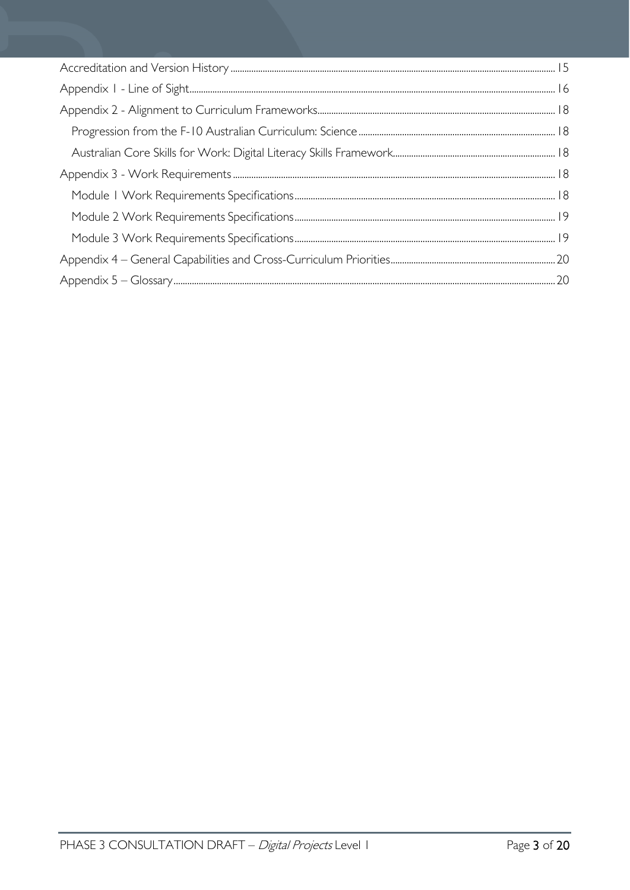Accreditation and Version History ..... 15

Appendix 1 - Line of Sight..... 16

Appendix 2 - Alignment to Curriculum Frameworks..... 18

- Progression from the F-10 Australian Curriculum: Science ..... 18
- Australian Core Skills for Work: Digital Literacy Skills Framework..... 18

Appendix 3 - Work Requirements ..... 18

- Module 1 Work Requirements Specifications..... 18
- Module 2 Work Requirements Specifications..... 19
- Module 3 Work Requirements Specifications..... 19

Appendix 4 – General Capabilities and Cross-Curriculum Priorities..... 20

Appendix 5 – Glossary..... 20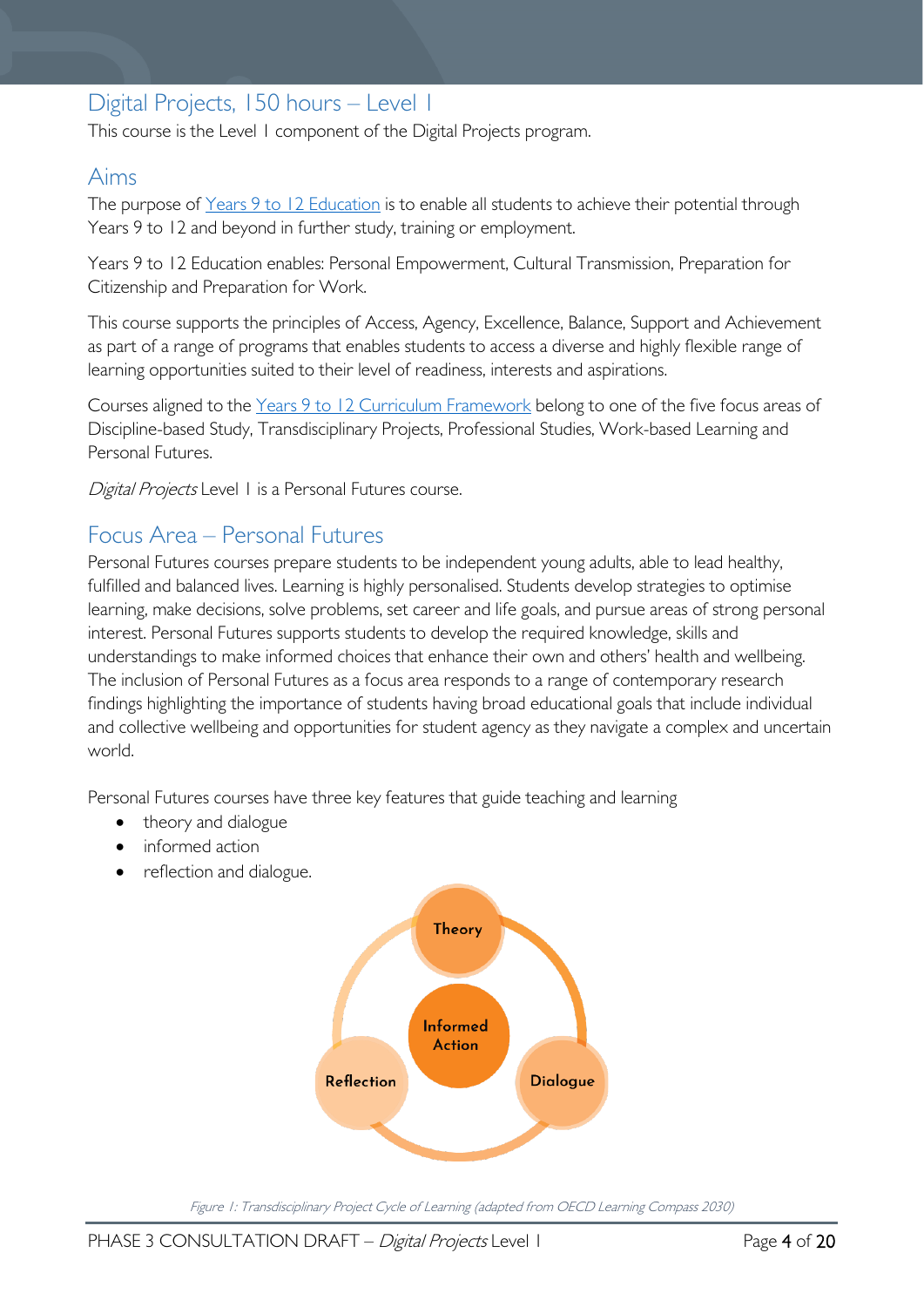## Digital Projects, 150 hours – Level 1

This course is the Level 1 component of the Digital Projects program.

## Aims

The purpose of [Years 9 to 12 Education](#) is to enable all students to achieve their potential through Years 9 to 12 and beyond in further study, training or employment.

Years 9 to 12 Education enables: Personal Empowerment, Cultural Transmission, Preparation for Citizenship and Preparation for Work.

This course supports the principles of Access, Agency, Excellence, Balance, Support and Achievement as part of a range of programs that enables students to access a diverse and highly flexible range of learning opportunities suited to their level of readiness, interests and aspirations.

Courses aligned to the [Years 9 to 12 Curriculum Framework](#) belong to one of the five focus areas of Discipline-based Study, Transdisciplinary Projects, Professional Studies, Work-based Learning and Personal Futures.

*Digital Projects* Level 1 is a Personal Futures course.

## Focus Area – Personal Futures

Personal Futures courses prepare students to be independent young adults, able to lead healthy, fulfilled and balanced lives. Learning is highly personalised. Students develop strategies to optimise learning, make decisions, solve problems, set career and life goals, and pursue areas of strong personal interest. Personal Futures supports students to develop the required knowledge, skills and understandings to make informed choices that enhance their own and others' health and wellbeing. The inclusion of Personal Futures as a focus area responds to a range of contemporary research findings highlighting the importance of students having broad educational goals that include individual and collective wellbeing and opportunities for student agency as they navigate a complex and uncertain world.

Personal Futures courses have three key features that guide teaching and learning

- theory and dialogue
- informed action
- reflection and dialogue.

Theory

Informed Action

Reflection

Dialogue

*Figure 1: Transdisciplinary Project Cycle of Learning (adapted from OECD Learning Compass 2030)*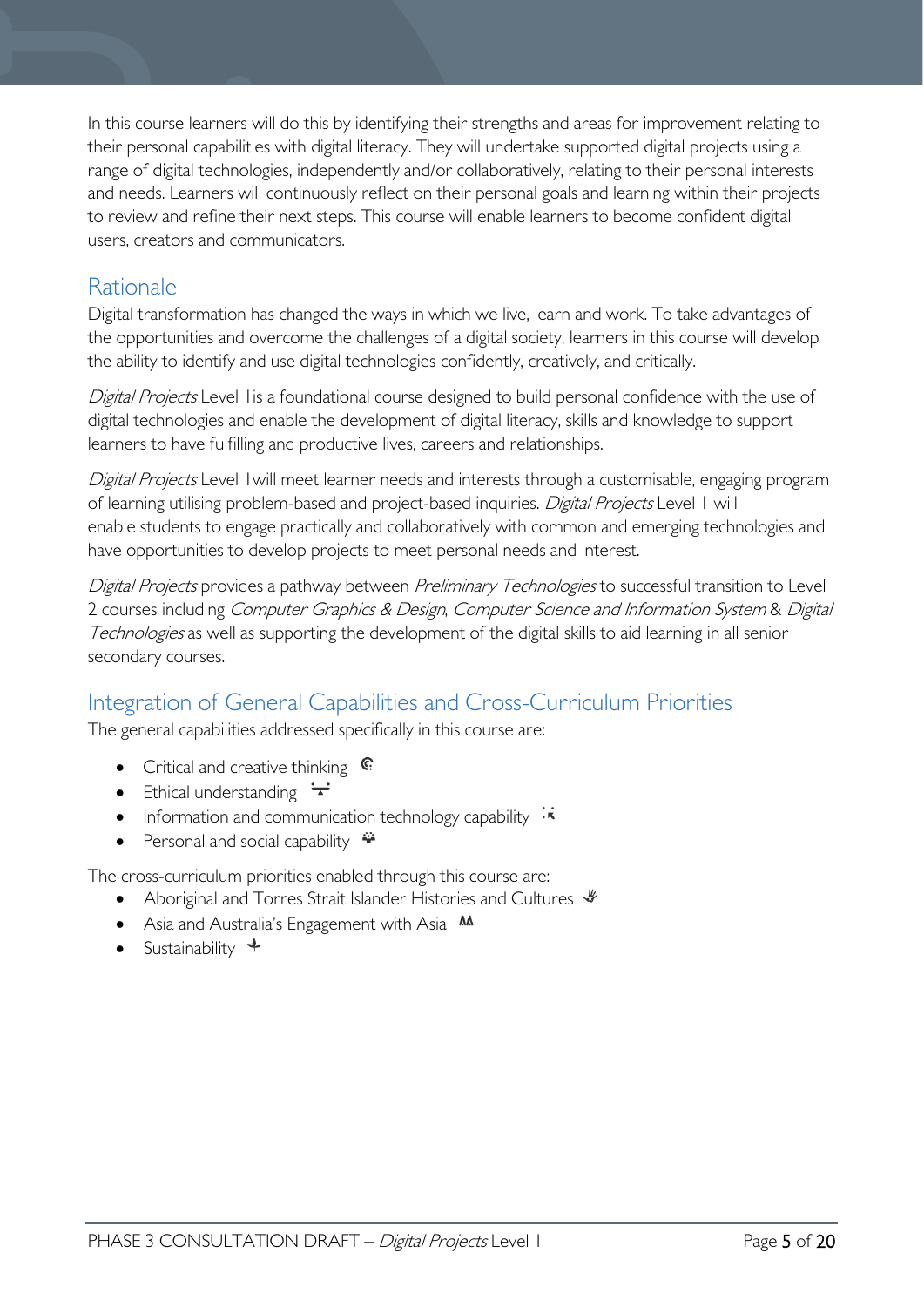In this course learners will do this by identifying their strengths and areas for improvement relating to their personal capabilities with digital literacy. They will undertake supported digital projects using a range of digital technologies, independently and/or collaboratively, relating to their personal interests and needs. Learners will continuously reflect on their personal goals and learning within their projects to review and refine their next steps. This course will enable learners to become confident digital users, creators and communicators.

## Rationale

Digital transformation has changed the ways in which we live, learn and work. To take advantages of the opportunities and overcome the challenges of a digital society, learners in this course will develop the ability to identify and use digital technologies confidently, creatively, and critically.

*Digital Projects* Level 1is a foundational course designed to build personal confidence with the use of digital technologies and enable the development of digital literacy, skills and knowledge to support learners to have fulfilling and productive lives, careers and relationships.

*Digital Projects* Level 1will meet learner needs and interests through a customisable, engaging program of learning utilising problem-based and project-based inquiries. *Digital Projects* Level 1 will enable students to engage practically and collaboratively with common and emerging technologies and have opportunities to develop projects to meet personal needs and interest.

*Digital Projects* provides a pathway between *Preliminary Technologies* to successful transition to Level 2 courses including *Computer Graphics & Design*, *Computer Science and Information System* & *Digital Technologies* as well as supporting the development of the digital skills to aid learning in all senior secondary courses.

## Integration of General Capabilities and Cross-Curriculum Priorities

The general capabilities addressed specifically in this course are:

- Critical and creative thinking
- Ethical understanding
- Information and communication technology capability
- Personal and social capability

The cross-curriculum priorities enabled through this course are:

- Aboriginal and Torres Strait Islander Histories and Cultures
- Asia and Australia's Engagement with Asia
- Sustainability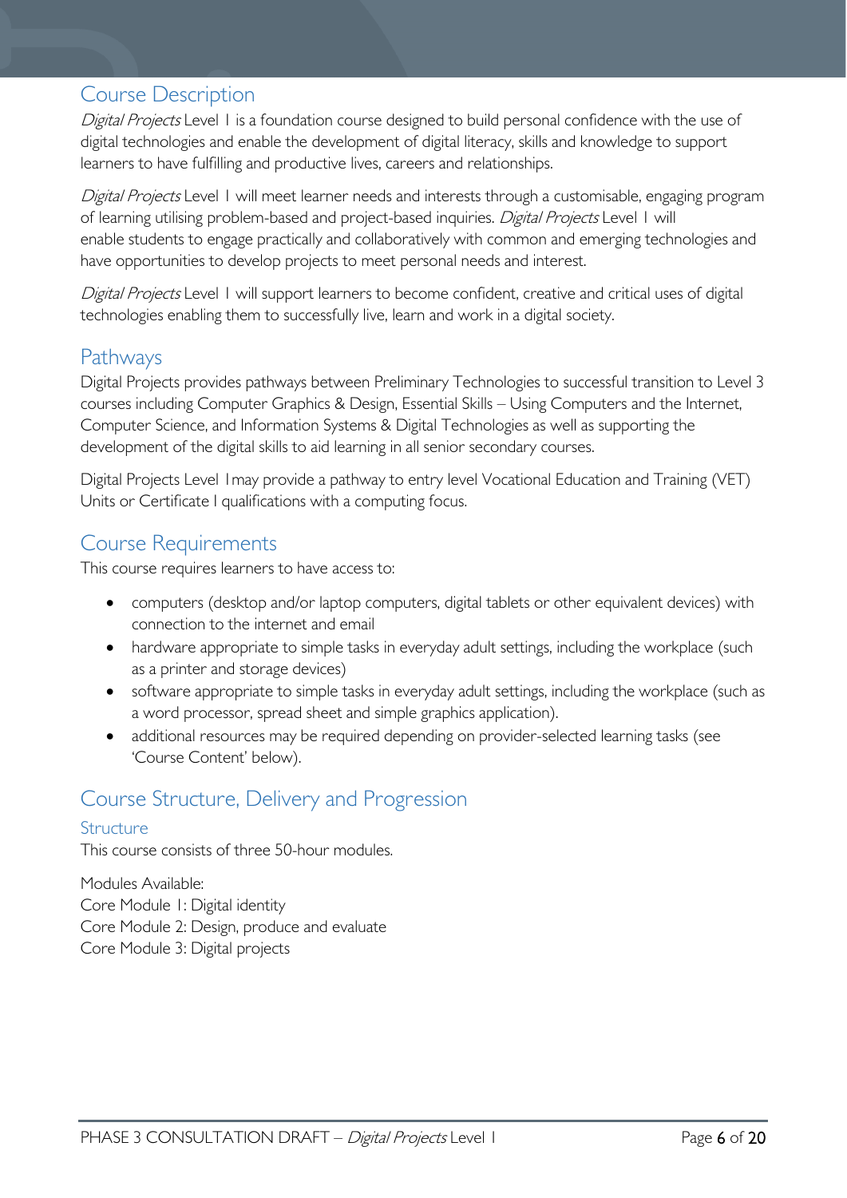## Course Description

*Digital Projects* Level 1 is a foundation course designed to build personal confidence with the use of digital technologies and enable the development of digital literacy, skills and knowledge to support learners to have fulfilling and productive lives, careers and relationships.

*Digital Projects* Level 1 will meet learner needs and interests through a customisable, engaging program of learning utilising problem-based and project-based inquiries. *Digital Projects* Level 1 will enable students to engage practically and collaboratively with common and emerging technologies and have opportunities to develop projects to meet personal needs and interest.

*Digital Projects* Level 1 will support learners to become confident, creative and critical uses of digital technologies enabling them to successfully live, learn and work in a digital society.

## Pathways

Digital Projects provides pathways between Preliminary Technologies to successful transition to Level 3 courses including Computer Graphics & Design, Essential Skills – Using Computers and the Internet, Computer Science, and Information Systems & Digital Technologies as well as supporting the development of the digital skills to aid learning in all senior secondary courses.

Digital Projects Level 1may provide a pathway to entry level Vocational Education and Training (VET) Units or Certificate I qualifications with a computing focus.

## Course Requirements

This course requires learners to have access to:

- computers (desktop and/or laptop computers, digital tablets or other equivalent devices) with connection to the internet and email
- hardware appropriate to simple tasks in everyday adult settings, including the workplace (such as a printer and storage devices)
- software appropriate to simple tasks in everyday adult settings, including the workplace (such as a word processor, spread sheet and simple graphics application).
- additional resources may be required depending on provider-selected learning tasks (see 'Course Content' below).

## Course Structure, Delivery and Progression

### Structure

This course consists of three 50-hour modules.

Modules Available:
Core Module 1: Digital identity
Core Module 2: Design, produce and evaluate
Core Module 3: Digital projects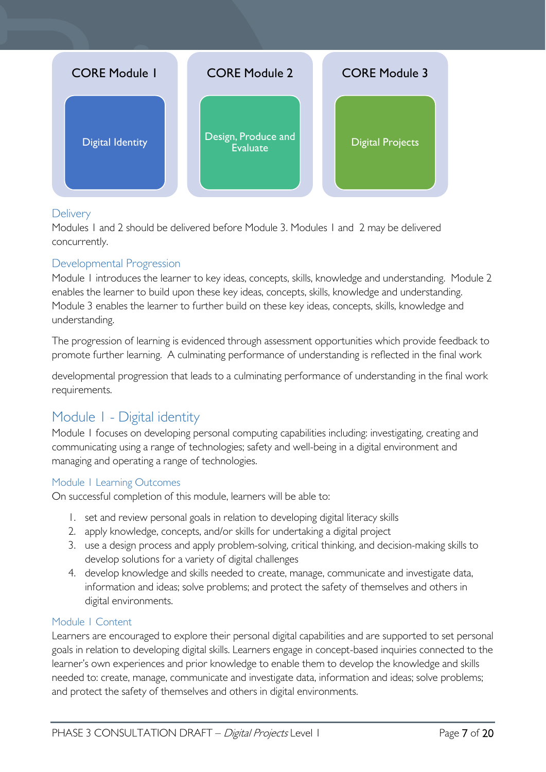| CORE Module 1 | CORE Module 2 | CORE Module 3 |
| --- | --- | --- |
| Digital Identity | Design, Produce and Evaluate | Digital Projects |

### Delivery

Modules 1 and 2 should be delivered before Module 3. Modules 1 and 2 may be delivered concurrently.

### Developmental Progression

Module 1 introduces the learner to key ideas, concepts, skills, knowledge and understanding. Module 2 enables the learner to build upon these key ideas, concepts, skills, knowledge and understanding. Module 3 enables the learner to further build on these key ideas, concepts, skills, knowledge and understanding.

The progression of learning is evidenced through assessment opportunities which provide feedback to promote further learning. A culminating performance of understanding is reflected in the final work

developmental progression that leads to a culminating performance of understanding in the final work requirements.

## Module 1 - Digital identity

Module 1 focuses on developing personal computing capabilities including: investigating, creating and communicating using a range of technologies; safety and well-being in a digital environment and managing and operating a range of technologies.

### Module 1 Learning Outcomes

On successful completion of this module, learners will be able to:

1. set and review personal goals in relation to developing digital literacy skills
2. apply knowledge, concepts, and/or skills for undertaking a digital project
3. use a design process and apply problem-solving, critical thinking, and decision-making skills to develop solutions for a variety of digital challenges
4. develop knowledge and skills needed to create, manage, communicate and investigate data, information and ideas; solve problems; and protect the safety of themselves and others in digital environments.

### Module 1 Content

Learners are encouraged to explore their personal digital capabilities and are supported to set personal goals in relation to developing digital skills. Learners engage in concept-based inquiries connected to the learner's own experiences and prior knowledge to enable them to develop the knowledge and skills needed to: create, manage, communicate and investigate data, information and ideas; solve problems; and protect the safety of themselves and others in digital environments.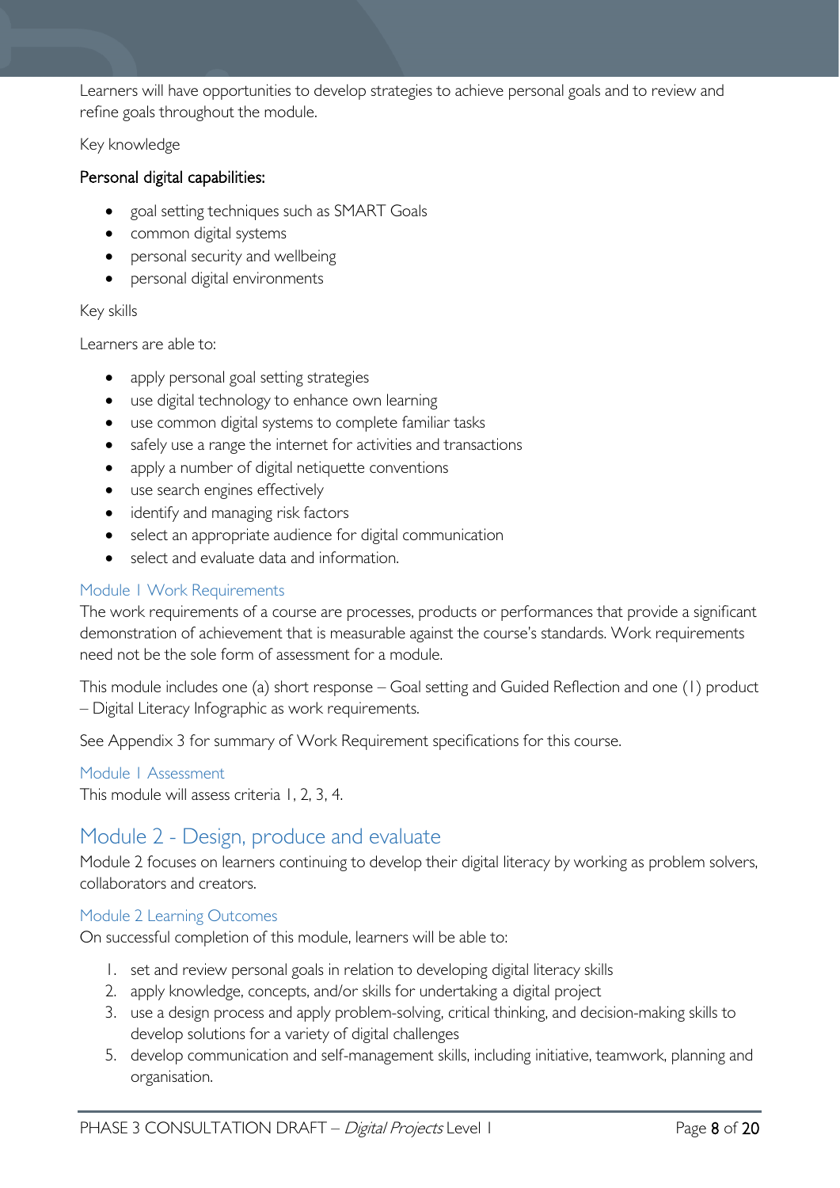Learners will have opportunities to develop strategies to achieve personal goals and to review and refine goals throughout the module.

Key knowledge

**Personal digital capabilities:**

- goal setting techniques such as SMART Goals
- common digital systems
- personal security and wellbeing
- personal digital environments

Key skills

Learners are able to:

- apply personal goal setting strategies
- use digital technology to enhance own learning
- use common digital systems to complete familiar tasks
- safely use a range the internet for activities and transactions
- apply a number of digital netiquette conventions
- use search engines effectively
- identify and managing risk factors
- select an appropriate audience for digital communication
- select and evaluate data and information.

### Module 1 Work Requirements

The work requirements of a course are processes, products or performances that provide a significant demonstration of achievement that is measurable against the course's standards. Work requirements need not be the sole form of assessment for a module.

This module includes one (a) short response – Goal setting and Guided Reflection and one (1) product – Digital Literacy Infographic as work requirements.

See Appendix 3 for summary of Work Requirement specifications for this course.

### Module 1 Assessment

This module will assess criteria 1, 2, 3, 4.

## Module 2 - Design, produce and evaluate

Module 2 focuses on learners continuing to develop their digital literacy by working as problem solvers, collaborators and creators.

### Module 2 Learning Outcomes

On successful completion of this module, learners will be able to:

1. set and review personal goals in relation to developing digital literacy skills
2. apply knowledge, concepts, and/or skills for undertaking a digital project
3. use a design process and apply problem-solving, critical thinking, and decision-making skills to develop solutions for a variety of digital challenges
5. develop communication and self-management skills, including initiative, teamwork, planning and organisation.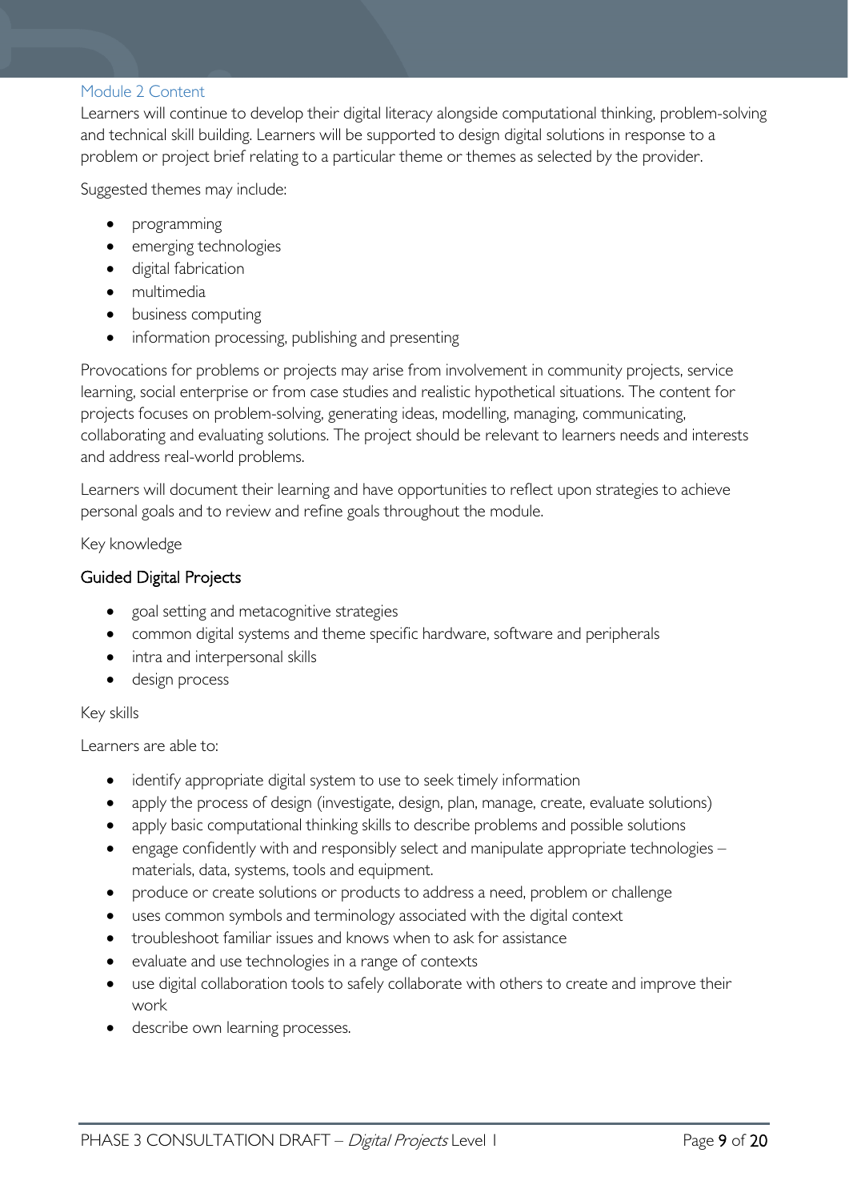### Module 2 Content

Learners will continue to develop their digital literacy alongside computational thinking, problem-solving and technical skill building. Learners will be supported to design digital solutions in response to a problem or project brief relating to a particular theme or themes as selected by the provider.

Suggested themes may include:

- programming
- emerging technologies
- digital fabrication
- multimedia
- business computing
- information processing, publishing and presenting

Provocations for problems or projects may arise from involvement in community projects, service learning, social enterprise or from case studies and realistic hypothetical situations. The content for projects focuses on problem-solving, generating ideas, modelling, managing, communicating, collaborating and evaluating solutions. The project should be relevant to learners needs and interests and address real-world problems.

Learners will document their learning and have opportunities to reflect upon strategies to achieve personal goals and to review and refine goals throughout the module.

Key knowledge

#### Guided Digital Projects

- goal setting and metacognitive strategies
- common digital systems and theme specific hardware, software and peripherals
- intra and interpersonal skills
- design process

Key skills

Learners are able to:

- identify appropriate digital system to use to seek timely information
- apply the process of design (investigate, design, plan, manage, create, evaluate solutions)
- apply basic computational thinking skills to describe problems and possible solutions
- engage confidently with and responsibly select and manipulate appropriate technologies – materials, data, systems, tools and equipment.
- produce or create solutions or products to address a need, problem or challenge
- uses common symbols and terminology associated with the digital context
- troubleshoot familiar issues and knows when to ask for assistance
- evaluate and use technologies in a range of contexts
- use digital collaboration tools to safely collaborate with others to create and improve their work
- describe own learning processes.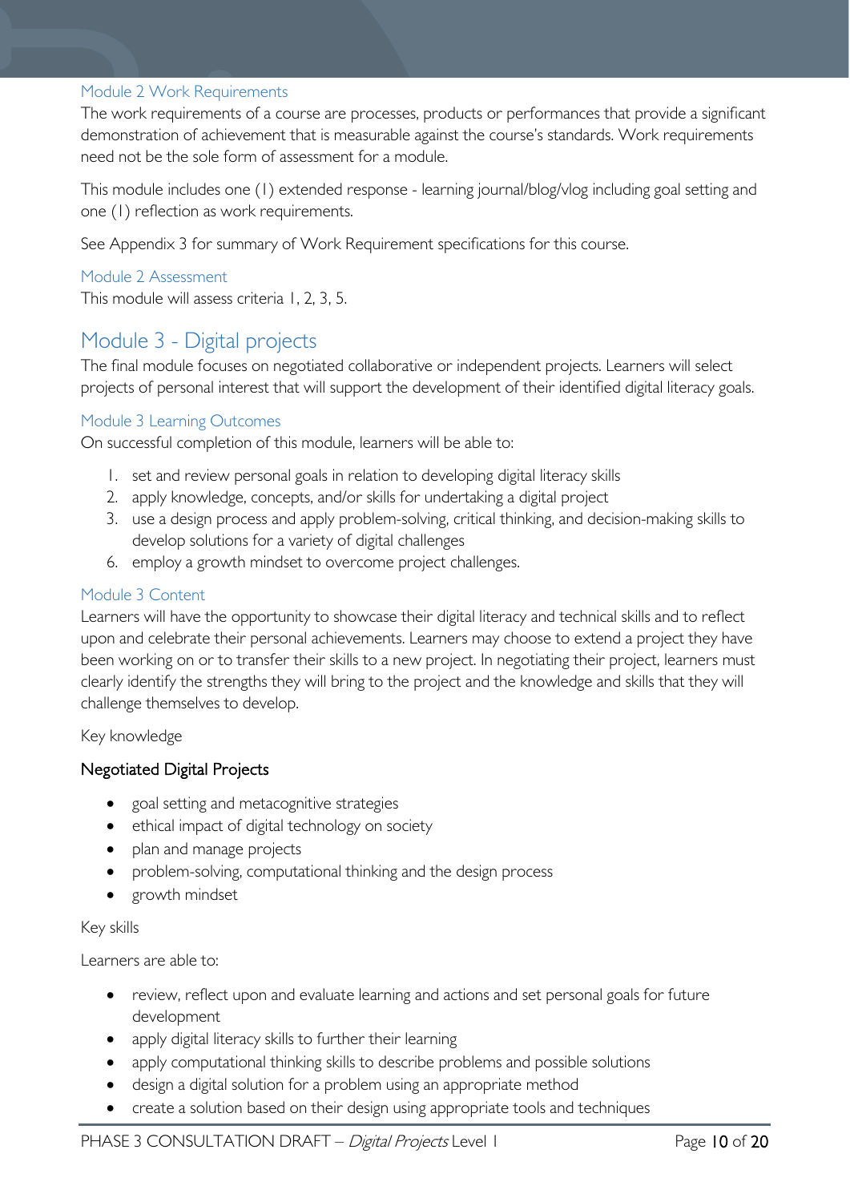### Module 2 Work Requirements

The work requirements of a course are processes, products or performances that provide a significant demonstration of achievement that is measurable against the course's standards. Work requirements need not be the sole form of assessment for a module.

This module includes one (1) extended response - learning journal/blog/vlog including goal setting and one (1) reflection as work requirements.

See Appendix 3 for summary of Work Requirement specifications for this course.

### Module 2 Assessment

This module will assess criteria 1, 2, 3, 5.

## Module 3 - Digital projects

The final module focuses on negotiated collaborative or independent projects. Learners will select projects of personal interest that will support the development of their identified digital literacy goals.

### Module 3 Learning Outcomes

On successful completion of this module, learners will be able to:

1. set and review personal goals in relation to developing digital literacy skills
2. apply knowledge, concepts, and/or skills for undertaking a digital project
3. use a design process and apply problem-solving, critical thinking, and decision-making skills to develop solutions for a variety of digital challenges
6. employ a growth mindset to overcome project challenges.

### Module 3 Content

Learners will have the opportunity to showcase their digital literacy and technical skills and to reflect upon and celebrate their personal achievements. Learners may choose to extend a project they have been working on or to transfer their skills to a new project. In negotiating their project, learners must clearly identify the strengths they will bring to the project and the knowledge and skills that they will challenge themselves to develop.

Key knowledge

#### Negotiated Digital Projects

- goal setting and metacognitive strategies
- ethical impact of digital technology on society
- plan and manage projects
- problem-solving, computational thinking and the design process
- growth mindset

Key skills

Learners are able to:

- review, reflect upon and evaluate learning and actions and set personal goals for future development
- apply digital literacy skills to further their learning
- apply computational thinking skills to describe problems and possible solutions
- design a digital solution for a problem using an appropriate method
- create a solution based on their design using appropriate tools and techniques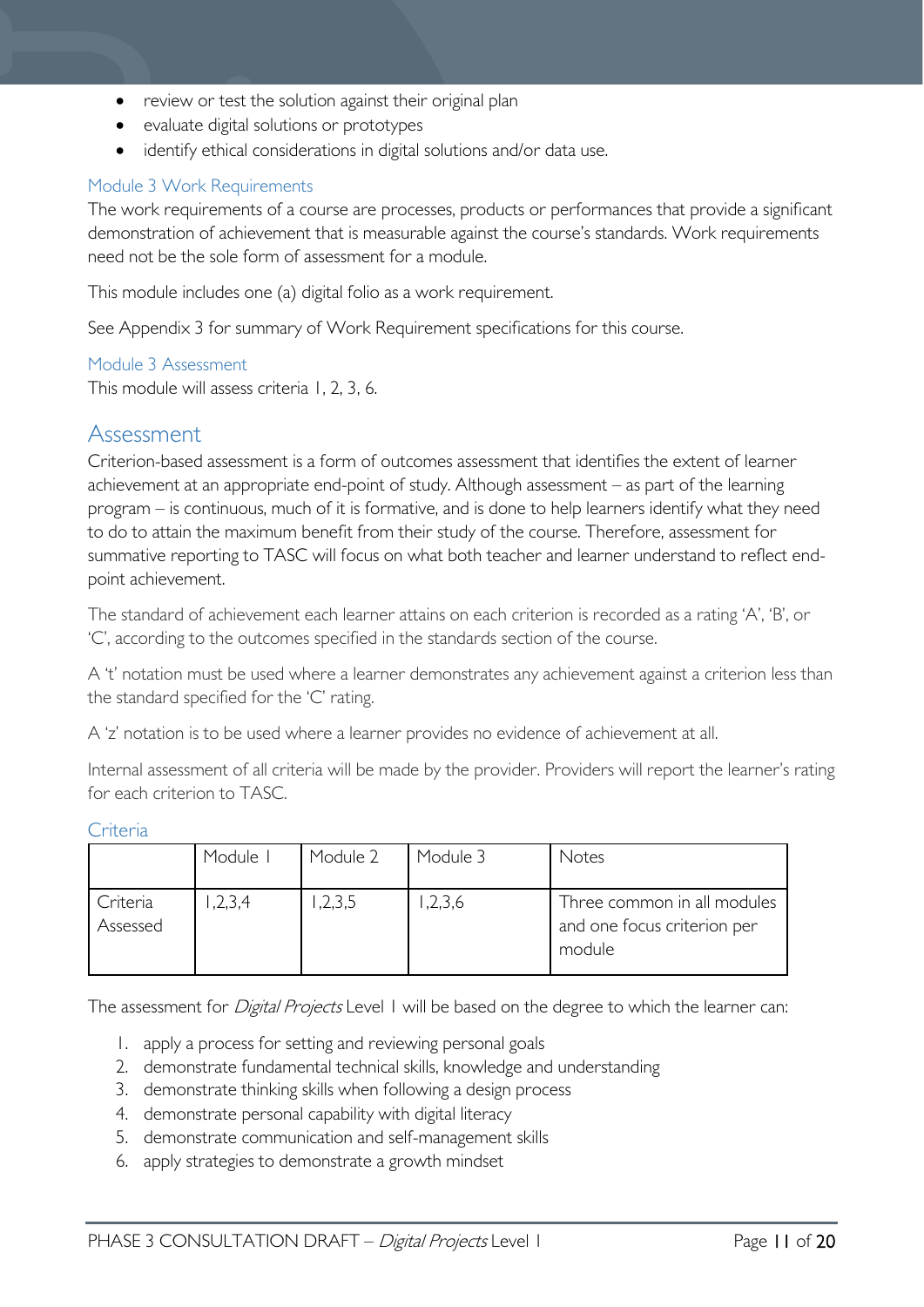- review or test the solution against their original plan
- evaluate digital solutions or prototypes
- identify ethical considerations in digital solutions and/or data use.

### Module 3 Work Requirements

The work requirements of a course are processes, products or performances that provide a significant demonstration of achievement that is measurable against the course's standards. Work requirements need not be the sole form of assessment for a module.

This module includes one (a) digital folio as a work requirement.

See Appendix 3 for summary of Work Requirement specifications for this course.

### Module 3 Assessment

This module will assess criteria 1, 2, 3, 6.

## Assessment

Criterion-based assessment is a form of outcomes assessment that identifies the extent of learner achievement at an appropriate end-point of study. Although assessment – as part of the learning program – is continuous, much of it is formative, and is done to help learners identify what they need to do to attain the maximum benefit from their study of the course. Therefore, assessment for summative reporting to TASC will focus on what both teacher and learner understand to reflect end-point achievement.

The standard of achievement each learner attains on each criterion is recorded as a rating 'A', 'B', or 'C', according to the outcomes specified in the standards section of the course.

A 't' notation must be used where a learner demonstrates any achievement against a criterion less than the standard specified for the 'C' rating.

A 'z' notation is to be used where a learner provides no evidence of achievement at all.

Internal assessment of all criteria will be made by the provider. Providers will report the learner's rating for each criterion to TASC.

### Criteria

| | Module 1 | Module 2 | Module 3 | Notes |
|---|---|---|---|---|
| Criteria Assessed | 1,2,3,4 | 1,2,3,5 | 1,2,3,6 | Three common in all modules and one focus criterion per module |

The assessment for *Digital Projects* Level 1 will be based on the degree to which the learner can:

1. apply a process for setting and reviewing personal goals
2. demonstrate fundamental technical skills, knowledge and understanding
3. demonstrate thinking skills when following a design process
4. demonstrate personal capability with digital literacy
5. demonstrate communication and self-management skills
6. apply strategies to demonstrate a growth mindset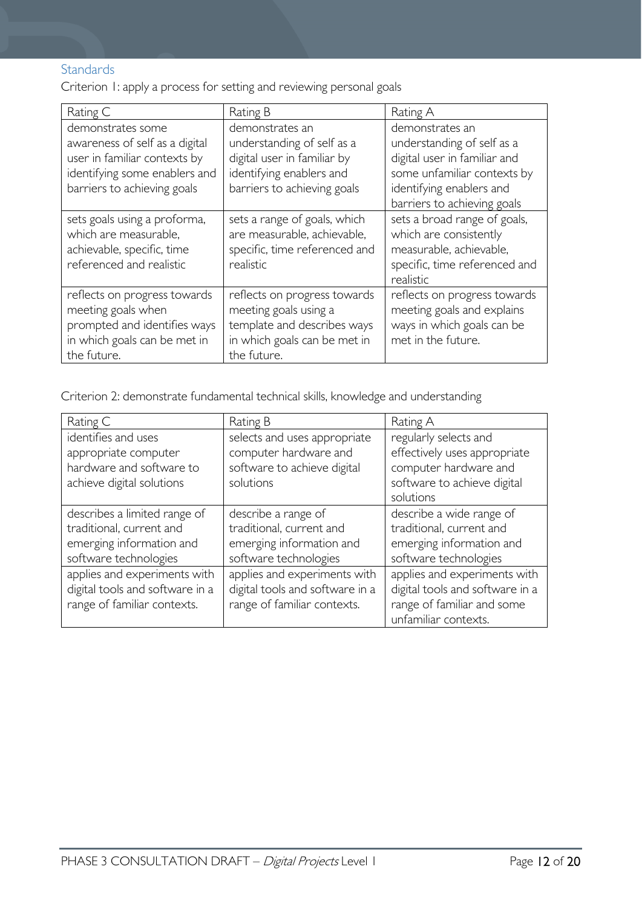### Standards

Criterion 1: apply a process for setting and reviewing personal goals

| Rating C | Rating B | Rating A |
|---|---|---|
| demonstrates some awareness of self as a digital user in familiar contexts by identifying some enablers and barriers to achieving goals | demonstrates an understanding of self as a digital user in familiar by identifying enablers and barriers to achieving goals | demonstrates an understanding of self as a digital user in familiar and some unfamiliar contexts by identifying enablers and barriers to achieving goals |
| sets goals using a proforma, which are measurable, achievable, specific, time referenced and realistic | sets a range of goals, which are measurable, achievable, specific, time referenced and realistic | sets a broad range of goals, which are consistently measurable, achievable, specific, time referenced and realistic |
| reflects on progress towards meeting goals when prompted and identifies ways in which goals can be met in the future. | reflects on progress towards meeting goals using a template and describes ways in which goals can be met in the future. | reflects on progress towards meeting goals and explains ways in which goals can be met in the future. |

Criterion 2: demonstrate fundamental technical skills, knowledge and understanding

| Rating C | Rating B | Rating A |
|---|---|---|
| identifies and uses appropriate computer hardware and software to achieve digital solutions | selects and uses appropriate computer hardware and software to achieve digital solutions | regularly selects and effectively uses appropriate computer hardware and software to achieve digital solutions |
| describes a limited range of traditional, current and emerging information and software technologies | describe a range of traditional, current and emerging information and software technologies | describe a wide range of traditional, current and emerging information and software technologies |
| applies and experiments with digital tools and software in a range of familiar contexts. | applies and experiments with digital tools and software in a range of familiar contexts. | applies and experiments with digital tools and software in a range of familiar and some unfamiliar contexts. |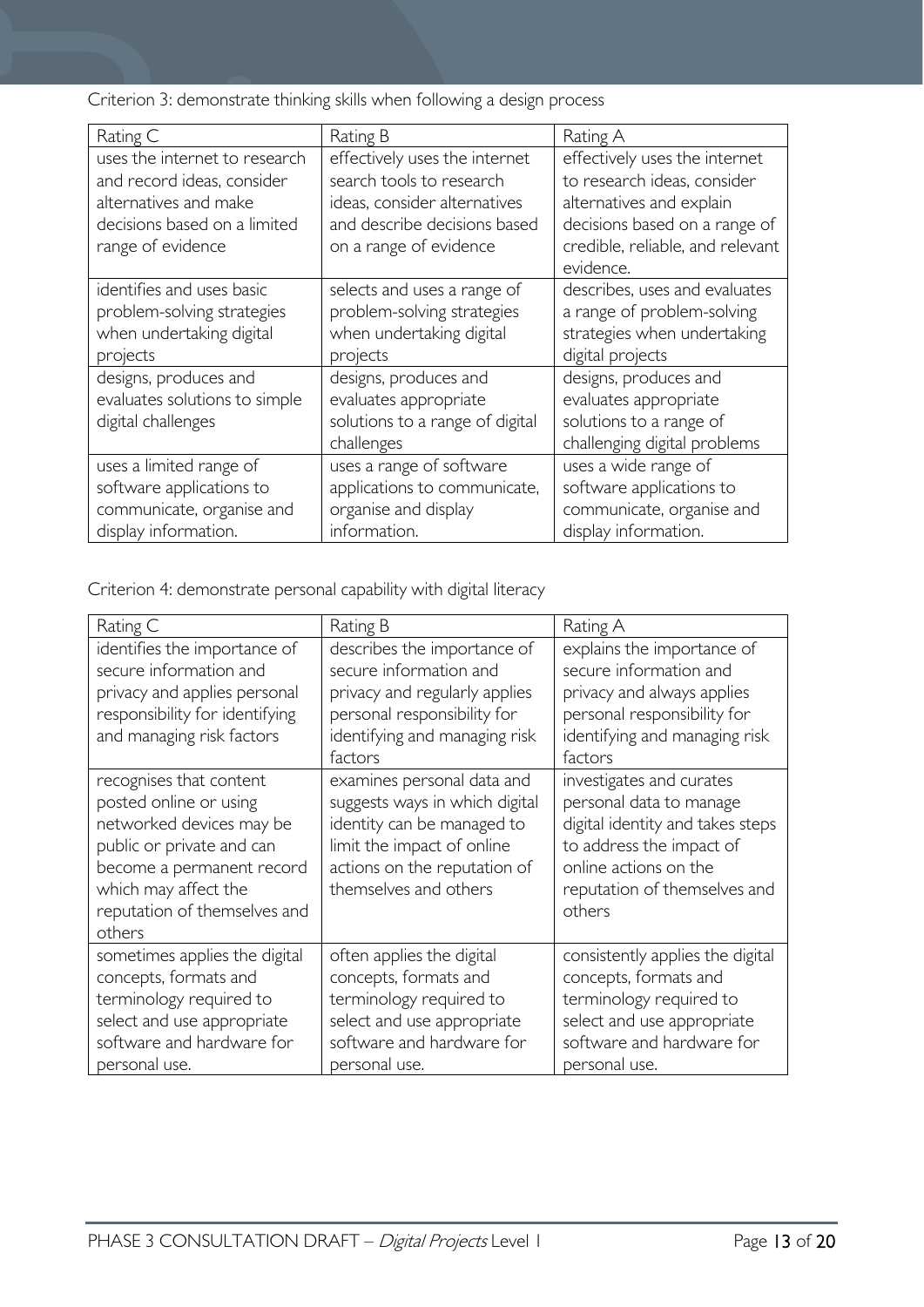Criterion 3: demonstrate thinking skills when following a design process

| Rating C | Rating B | Rating A |
| --- | --- | --- |
| uses the internet to research and record ideas, consider alternatives and make decisions based on a limited range of evidence | effectively uses the internet search tools to research ideas, consider alternatives and describe decisions based on a range of evidence | effectively uses the internet to research ideas, consider alternatives and explain decisions based on a range of credible, reliable, and relevant evidence. |
| identifies and uses basic problem-solving strategies when undertaking digital projects | selects and uses a range of problem-solving strategies when undertaking digital projects | describes, uses and evaluates a range of problem-solving strategies when undertaking digital projects |
| designs, produces and evaluates solutions to simple digital challenges | designs, produces and evaluates appropriate solutions to a range of digital challenges | designs, produces and evaluates appropriate solutions to a range of challenging digital problems |
| uses a limited range of software applications to communicate, organise and display information. | uses a range of software applications to communicate, organise and display information. | uses a wide range of software applications to communicate, organise and display information. |

Criterion 4: demonstrate personal capability with digital literacy

| Rating C | Rating B | Rating A |
| --- | --- | --- |
| identifies the importance of secure information and privacy and applies personal responsibility for identifying and managing risk factors | describes the importance of secure information and privacy and regularly applies personal responsibility for identifying and managing risk factors | explains the importance of secure information and privacy and always applies personal responsibility for identifying and managing risk factors |
| recognises that content posted online or using networked devices may be public or private and can become a permanent record which may affect the reputation of themselves and others | examines personal data and suggests ways in which digital identity can be managed to limit the impact of online actions on the reputation of themselves and others | investigates and curates personal data to manage digital identity and takes steps to address the impact of online actions on the reputation of themselves and others |
| sometimes applies the digital concepts, formats and terminology required to select and use appropriate software and hardware for personal use. | often applies the digital concepts, formats and terminology required to select and use appropriate software and hardware for personal use. | consistently applies the digital concepts, formats and terminology required to select and use appropriate software and hardware for personal use. |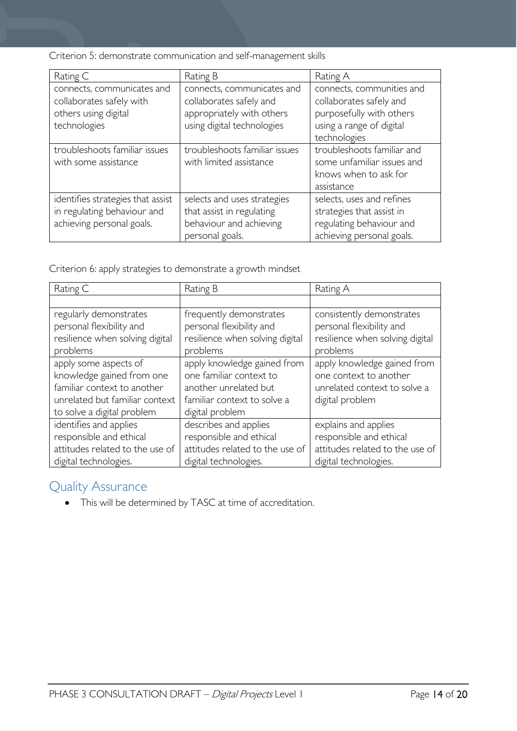Criterion 5: demonstrate communication and self-management skills

| Rating C | Rating B | Rating A |
|---|---|---|
| connects, communicates and collaborates safely with others using digital technologies | connects, communicates and collaborates safely and appropriately with others using digital technologies | connects, communities and collaborates safely and purposefully with others using a range of digital technologies |
| troubleshoots familiar issues with some assistance | troubleshoots familiar issues with limited assistance | troubleshoots familiar and some unfamiliar issues and knows when to ask for assistance |
| identifies strategies that assist in regulating behaviour and achieving personal goals. | selects and uses strategies that assist in regulating behaviour and achieving personal goals. | selects, uses and refines strategies that assist in regulating behaviour and achieving personal goals. |

Criterion 6: apply strategies to demonstrate a growth mindset

| Rating C | Rating B | Rating A |
|---|---|---|
| | | |
| regularly demonstrates personal flexibility and resilience when solving digital problems | frequently demonstrates personal flexibility and resilience when solving digital problems | consistently demonstrates personal flexibility and resilience when solving digital problems |
| apply some aspects of knowledge gained from one familiar context to another unrelated but familiar context to solve a digital problem | apply knowledge gained from one familiar context to another unrelated but familiar context to solve a digital problem | apply knowledge gained from one context to another unrelated context to solve a digital problem |
| identifies and applies responsible and ethical attitudes related to the use of digital technologies. | describes and applies responsible and ethical attitudes related to the use of digital technologies. | explains and applies responsible and ethical attitudes related to the use of digital technologies. |

## Quality Assurance

- This will be determined by TASC at time of accreditation.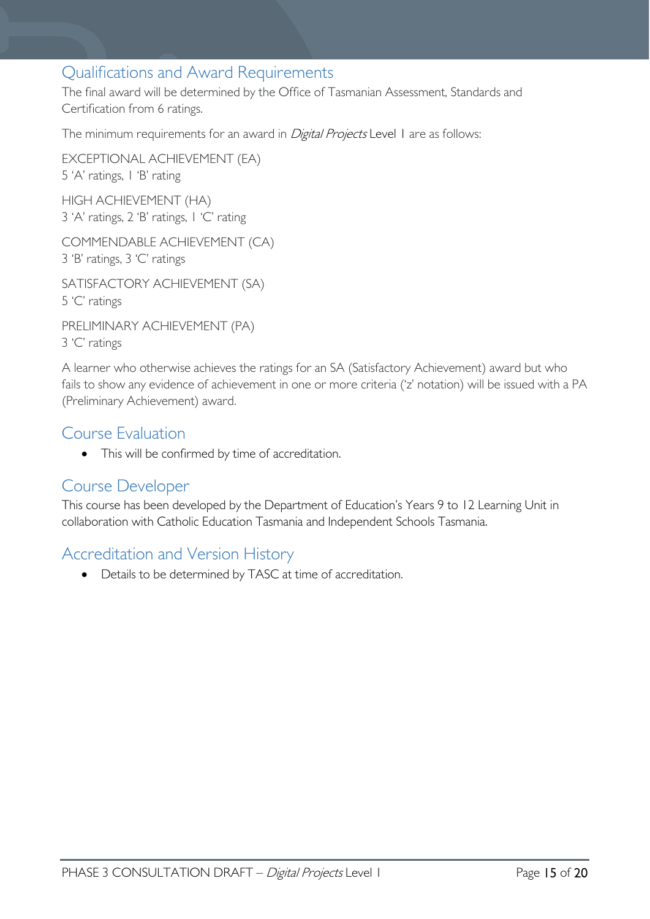## Qualifications and Award Requirements

The final award will be determined by the Office of Tasmanian Assessment, Standards and Certification from 6 ratings.

The minimum requirements for an award in *Digital Projects* Level 1 are as follows:

EXCEPTIONAL ACHIEVEMENT (EA)
5 'A' ratings, 1 'B' rating

HIGH ACHIEVEMENT (HA)
3 'A' ratings, 2 'B' ratings, 1 'C' rating

COMMENDABLE ACHIEVEMENT (CA)
3 'B' ratings, 3 'C' ratings

SATISFACTORY ACHIEVEMENT (SA)
5 'C' ratings

PRELIMINARY ACHIEVEMENT (PA)
3 'C' ratings

A learner who otherwise achieves the ratings for an SA (Satisfactory Achievement) award but who fails to show any evidence of achievement in one or more criteria ('z' notation) will be issued with a PA (Preliminary Achievement) award.

## Course Evaluation

- This will be confirmed by time of accreditation.

## Course Developer

This course has been developed by the Department of Education's Years 9 to 12 Learning Unit in collaboration with Catholic Education Tasmania and Independent Schools Tasmania.

## Accreditation and Version History

- Details to be determined by TASC at time of accreditation.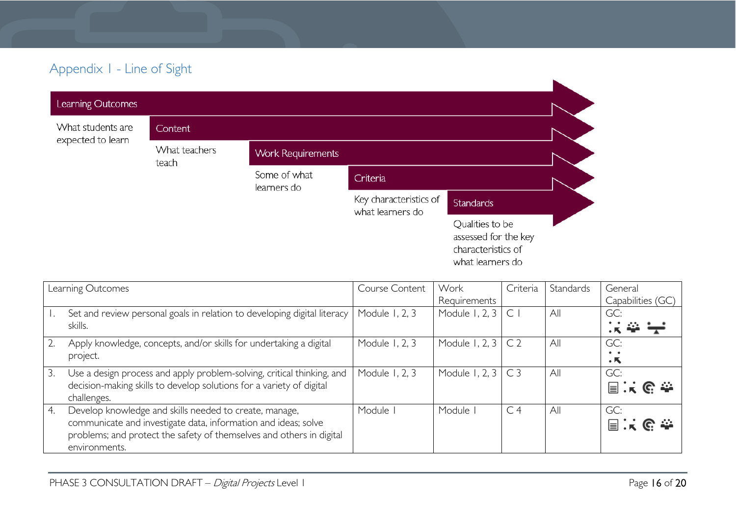## Appendix 1 - Line of Sight

**Learning Outcomes** — What students are expected to learn

**Content** — What teachers teach

**Work Requirements** — Some of what learners do

**Criteria** — Key characteristics of what learners do

**Standards** — Qualities to be assessed for the key characteristics of what learners do

| Learning Outcomes | Course Content | Work Requirements | Criteria | Standards | General Capabilities (GC) |
|---|---|---|---|---|---|
| 1. Set and review personal goals in relation to developing digital literacy skills. | Module 1, 2, 3 | Module 1, 2, 3 | C 1 | All | GC: |
| 2. Apply knowledge, concepts, and/or skills for undertaking a digital project. | Module 1, 2, 3 | Module 1, 2, 3 | C 2 | All | GC: |
| 3. Use a design process and apply problem-solving, critical thinking, and decision-making skills to develop solutions for a variety of digital challenges. | Module 1, 2, 3 | Module 1, 2, 3 | C 3 | All | GC: |
| 4. Develop knowledge and skills needed to create, manage, communicate and investigate data, information and ideas; solve problems; and protect the safety of themselves and others in digital environments. | Module 1 | Module 1 | C 4 | All | GC: |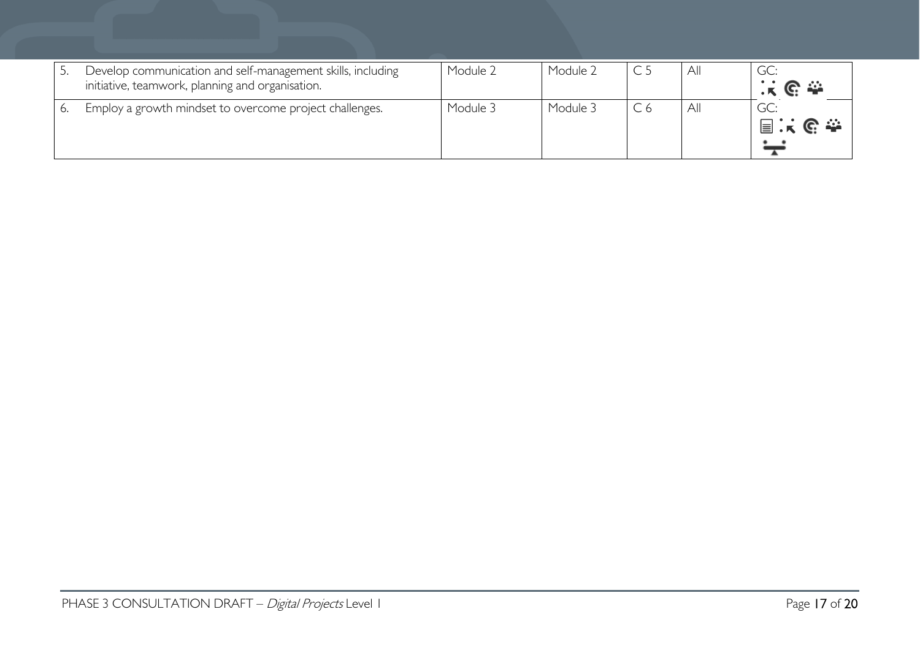| | | | | | |
|---|---|---|---|---|---|
| 5. Develop communication and self-management skills, including initiative, teamwork, planning and organisation. | Module 2 | Module 2 | C 5 | All | GC: |
| 6. Employ a growth mindset to overcome project challenges. | Module 3 | Module 3 | C 6 | All | GC: |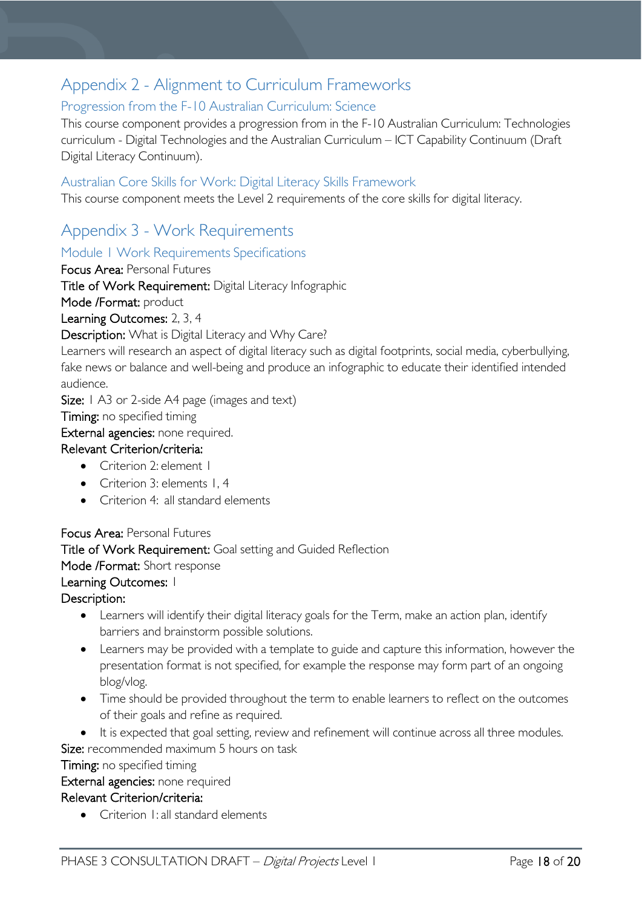# Appendix 2 - Alignment to Curriculum Frameworks

## Progression from the F-10 Australian Curriculum: Science

This course component provides a progression from in the F-10 Australian Curriculum: Technologies curriculum - Digital Technologies and the Australian Curriculum – ICT Capability Continuum (Draft Digital Literacy Continuum).

## Australian Core Skills for Work: Digital Literacy Skills Framework

This course component meets the Level 2 requirements of the core skills for digital literacy.

# Appendix 3 - Work Requirements

## Module 1 Work Requirements Specifications

**Focus Area:** Personal Futures

**Title of Work Requirement:** Digital Literacy Infographic

**Mode /Format:** product

**Learning Outcomes:** 2, 3, 4

**Description:** What is Digital Literacy and Why Care?

Learners will research an aspect of digital literacy such as digital footprints, social media, cyberbullying, fake news or balance and well-being and produce an infographic to educate their identified intended audience.

**Size:** 1 A3 or 2-side A4 page (images and text)

**Timing:** no specified timing

**External agencies:** none required.

**Relevant Criterion/criteria:**

- Criterion 2: element 1
- Criterion 3: elements 1, 4
- Criterion 4: all standard elements

**Focus Area:** Personal Futures

**Title of Work Requirement:** Goal setting and Guided Reflection

**Mode /Format:** Short response

**Learning Outcomes:** 1

**Description:**

- Learners will identify their digital literacy goals for the Term, make an action plan, identify barriers and brainstorm possible solutions.
- Learners may be provided with a template to guide and capture this information, however the presentation format is not specified, for example the response may form part of an ongoing blog/vlog.
- Time should be provided throughout the term to enable learners to reflect on the outcomes of their goals and refine as required.
- It is expected that goal setting, review and refinement will continue across all three modules.

**Size:** recommended maximum 5 hours on task

**Timing:** no specified timing

**External agencies:** none required

**Relevant Criterion/criteria:**

- Criterion 1: all standard elements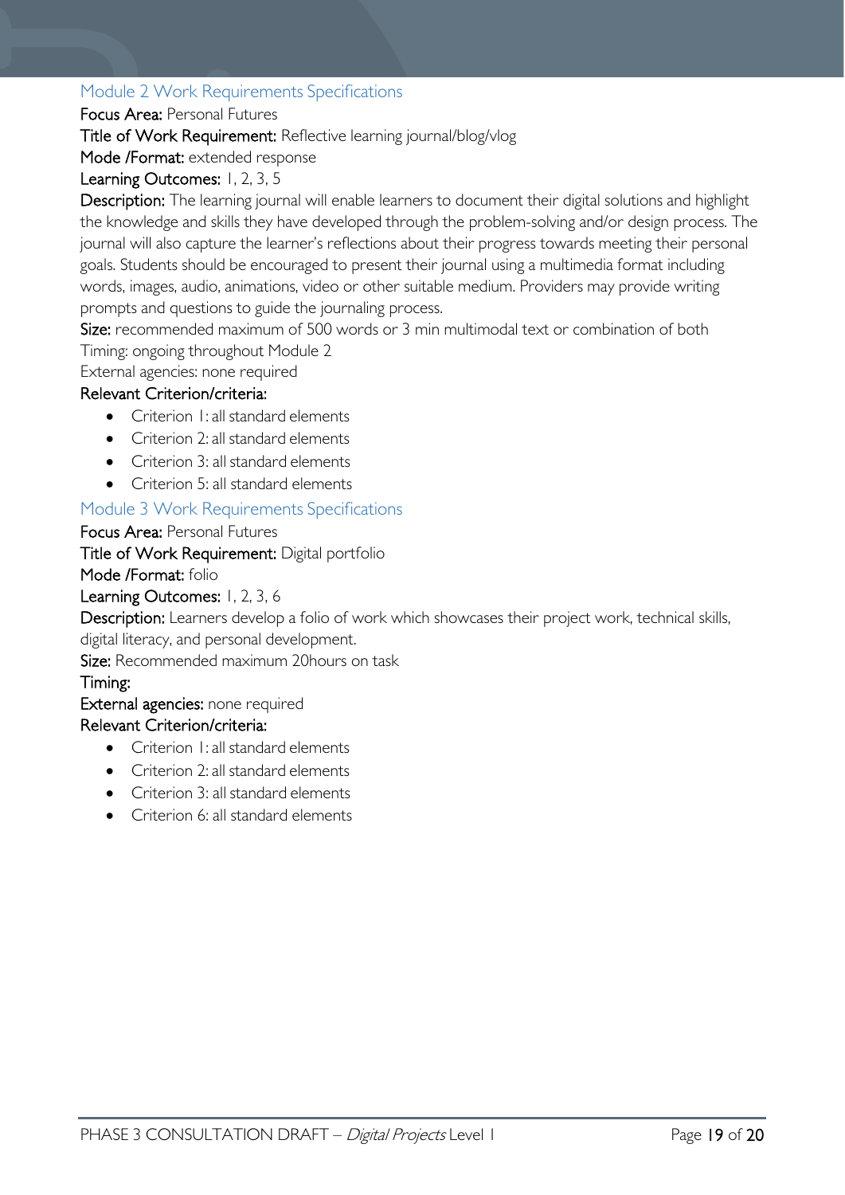## Module 2 Work Requirements Specifications

**Focus Area:** Personal Futures

**Title of Work Requirement:** Reflective learning journal/blog/vlog

**Mode /Format:** extended response

**Learning Outcomes:** 1, 2, 3, 5

**Description:** The learning journal will enable learners to document their digital solutions and highlight the knowledge and skills they have developed through the problem-solving and/or design process. The journal will also capture the learner's reflections about their progress towards meeting their personal goals. Students should be encouraged to present their journal using a multimedia format including words, images, audio, animations, video or other suitable medium. Providers may provide writing prompts and questions to guide the journaling process.

**Size:** recommended maximum of 500 words or 3 min multimodal text or combination of both

Timing: ongoing throughout Module 2

External agencies: none required

**Relevant Criterion/criteria:**

- Criterion 1: all standard elements
- Criterion 2: all standard elements
- Criterion 3: all standard elements
- Criterion 5: all standard elements

## Module 3 Work Requirements Specifications

**Focus Area:** Personal Futures

**Title of Work Requirement:** Digital portfolio

**Mode /Format:** folio

**Learning Outcomes:** 1, 2, 3, 6

**Description:** Learners develop a folio of work which showcases their project work, technical skills, digital literacy, and personal development.

**Size:** Recommended maximum 20hours on task

**Timing:**

**External agencies:** none required

**Relevant Criterion/criteria:**

- Criterion 1: all standard elements
- Criterion 2: all standard elements
- Criterion 3: all standard elements
- Criterion 6: all standard elements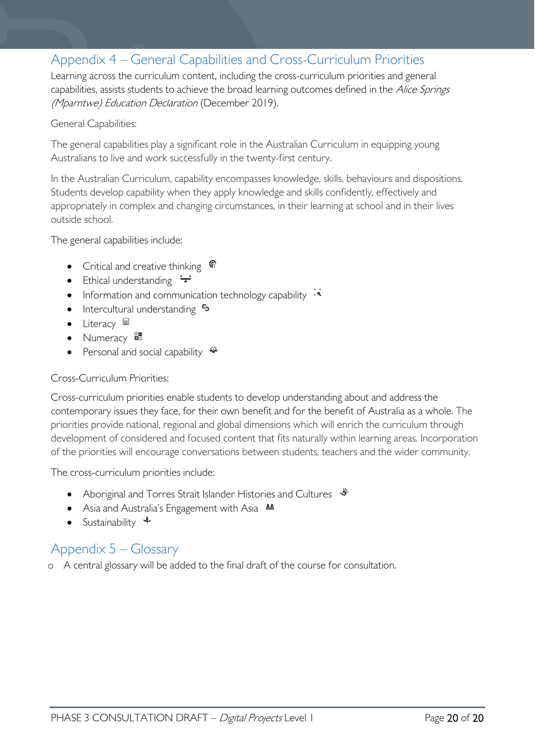## Appendix 4 – General Capabilities and Cross-Curriculum Priorities

Learning across the curriculum content, including the cross-curriculum priorities and general capabilities, assists students to achieve the broad learning outcomes defined in the *Alice Springs (Mparntwe) Education Declaration* (December 2019).

General Capabilities:

The general capabilities play a significant role in the Australian Curriculum in equipping young Australians to live and work successfully in the twenty-first century.

In the Australian Curriculum, capability encompasses knowledge, skills, behaviours and dispositions. Students develop capability when they apply knowledge and skills confidently, effectively and appropriately in complex and changing circumstances, in their learning at school and in their lives outside school.

The general capabilities include:

- Critical and creative thinking
- Ethical understanding
- Information and communication technology capability
- Intercultural understanding
- Literacy
- Numeracy
- Personal and social capability

Cross-Curriculum Priorities:

Cross-curriculum priorities enable students to develop understanding about and address the contemporary issues they face, for their own benefit and for the benefit of Australia as a whole. The priorities provide national, regional and global dimensions which will enrich the curriculum through development of considered and focused content that fits naturally within learning areas. Incorporation of the priorities will encourage conversations between students, teachers and the wider community.

The cross-curriculum priorities include:

- Aboriginal and Torres Strait Islander Histories and Cultures
- Asia and Australia's Engagement with Asia
- Sustainability

## Appendix 5 – Glossary

- A central glossary will be added to the final draft of the course for consultation.